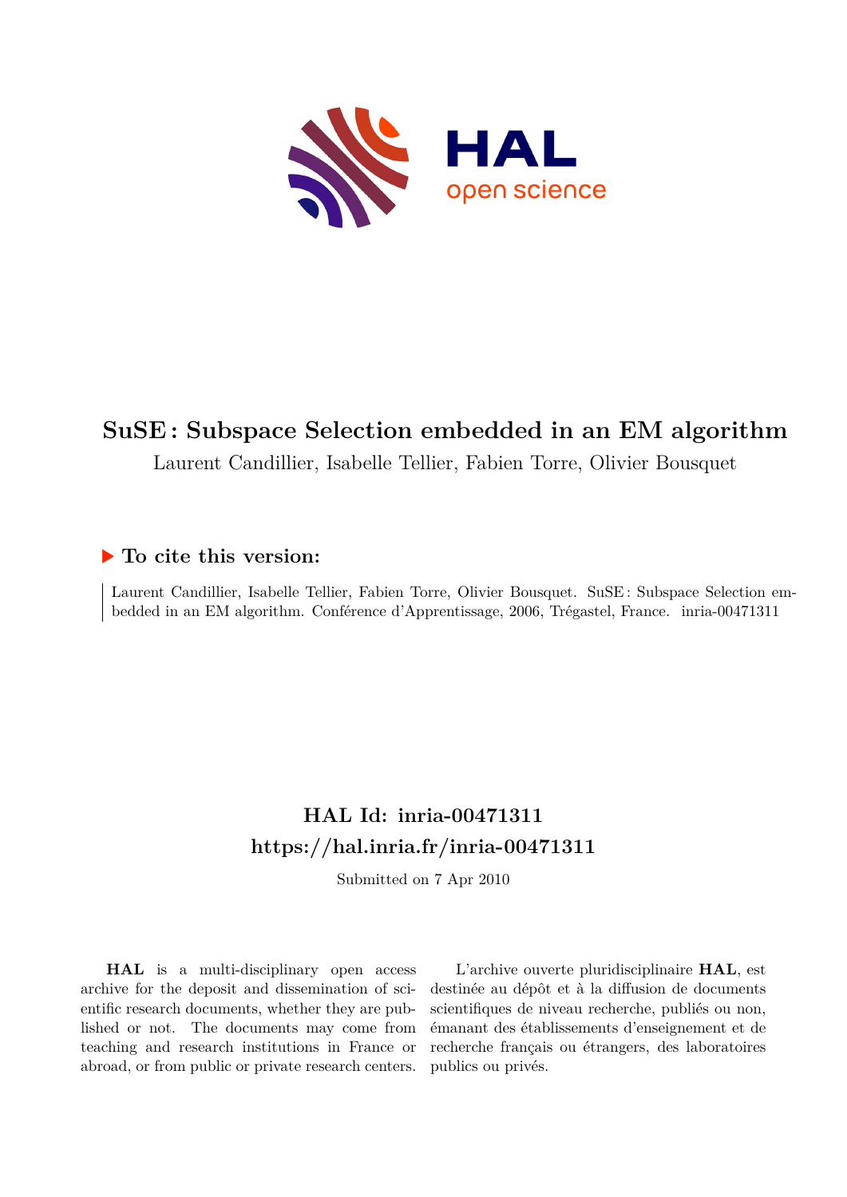# SuSE : Subspace Selection embedded in an EM algorithm

Laurent Candillier, Isabelle Tellier, Fabien Torre, Olivier Bousquet

## ▶ To cite this version:

Laurent Candillier, Isabelle Tellier, Fabien Torre, Olivier Bousquet. SuSE : Subspace Selection embedded in an EM algorithm. Conférence d'Apprentissage, 2006, Trégastel, France. inria-00471311

## HAL Id: inria-00471311
## https://hal.inria.fr/inria-00471311

Submitted on 7 Apr 2010

**HAL** is a multi-disciplinary open access archive for the deposit and dissemination of scientific research documents, whether they are published or not. The documents may come from teaching and research institutions in France or abroad, or from public or private research centers.

L'archive ouverte pluridisciplinaire **HAL**, est destinée au dépôt et à la diffusion de documents scientifiques de niveau recherche, publiés ou non, émanant des établissements d'enseignement et de recherche français ou étrangers, des laboratoires publics ou privés.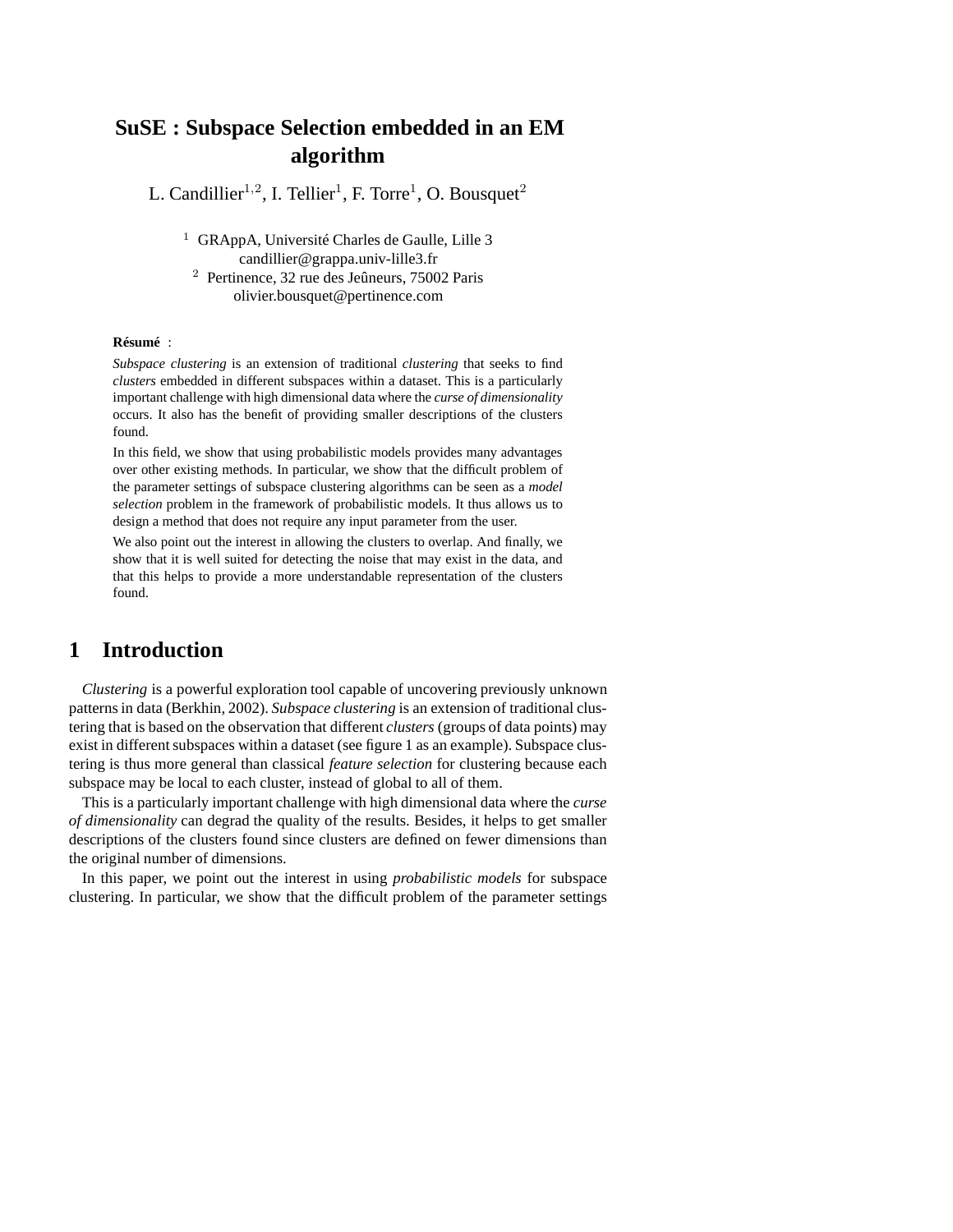# SuSE : Subspace Selection embedded in an EM algorithm

L. Candillier[1,2], I. Tellier[1], F. Torre[1], O. Bousquet[2]

[1] GRAppA, Université Charles de Gaulle, Lille 3
candillier@grappa.univ-lille3.fr
[2] Pertinence, 32 rue des Jeûneurs, 75002 Paris
olivier.bousquet@pertinence.com

**Résumé** :

*Subspace clustering* is an extension of traditional *clustering* that seeks to find *clusters* embedded in different subspaces within a dataset. This is a particularly important challenge with high dimensional data where the *curse of dimensionality* occurs. It also has the benefit of providing smaller descriptions of the clusters found.

In this field, we show that using probabilistic models provides many advantages over other existing methods. In particular, we show that the difficult problem of the parameter settings of subspace clustering algorithms can be seen as a *model selection* problem in the framework of probabilistic models. It thus allows us to design a method that does not require any input parameter from the user.

We also point out the interest in allowing the clusters to overlap. And finally, we show that it is well suited for detecting the noise that may exist in the data, and that this helps to provide a more understandable representation of the clusters found.

## 1 Introduction

*Clustering* is a powerful exploration tool capable of uncovering previously unknown patterns in data (Berkhin, 2002). *Subspace clustering* is an extension of traditional clustering that is based on the observation that different *clusters* (groups of data points) may exist in different subspaces within a dataset (see figure 1 as an example). Subspace clustering is thus more general than classical *feature selection* for clustering because each subspace may be local to each cluster, instead of global to all of them.

This is a particularly important challenge with high dimensional data where the *curse of dimensionality* can degrad the quality of the results. Besides, it helps to get smaller descriptions of the clusters found since clusters are defined on fewer dimensions than the original number of dimensions.

In this paper, we point out the interest in using *probabilistic models* for subspace clustering. In particular, we show that the difficult problem of the parameter settings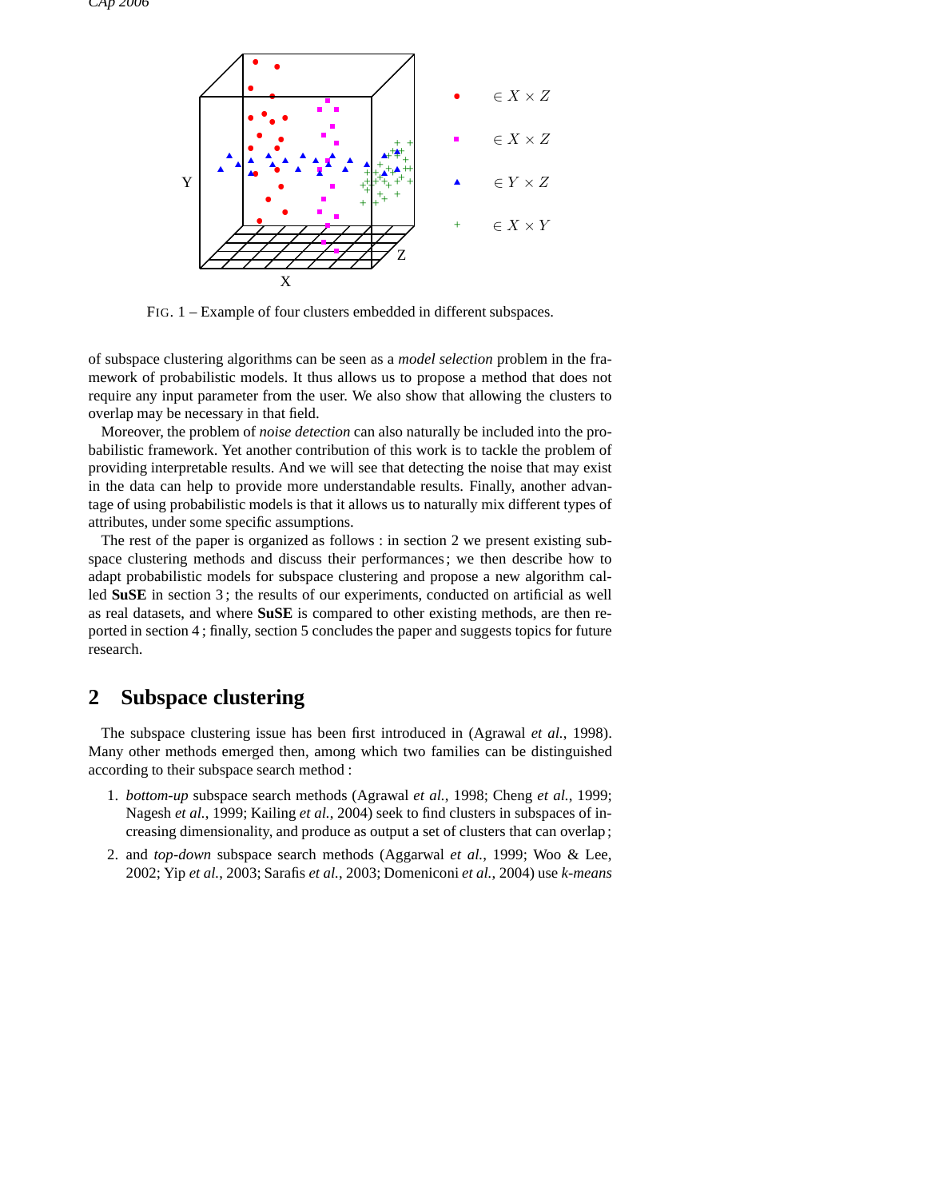FIG. 1 – Example of four clusters embedded in different subspaces.

of subspace clustering algorithms can be seen as a *model selection* problem in the framework of probabilistic models. It thus allows us to propose a method that does not require any input parameter from the user. We also show that allowing the clusters to overlap may be necessary in that field.

Moreover, the problem of *noise detection* can also naturally be included into the probabilistic framework. Yet another contribution of this work is to tackle the problem of providing interpretable results. And we will see that detecting the noise that may exist in the data can help to provide more understandable results. Finally, another advantage of using probabilistic models is that it allows us to naturally mix different types of attributes, under some specific assumptions.

The rest of the paper is organized as follows : in section 2 we present existing subspace clustering methods and discuss their performances ; we then describe how to adapt probabilistic models for subspace clustering and propose a new algorithm called **SuSE** in section 3 ; the results of our experiments, conducted on artificial as well as real datasets, and where **SuSE** is compared to other existing methods, are then reported in section 4 ; finally, section 5 concludes the paper and suggests topics for future research.

## 2 Subspace clustering

The subspace clustering issue has been first introduced in (Agrawal *et al.*, 1998). Many other methods emerged then, among which two families can be distinguished according to their subspace search method :

1. *bottom-up* subspace search methods (Agrawal *et al.*, 1998; Cheng *et al.*, 1999; Nagesh *et al.*, 1999; Kailing *et al.*, 2004) seek to find clusters in subspaces of increasing dimensionality, and produce as output a set of clusters that can overlap ;
2. and *top-down* subspace search methods (Aggarwal *et al.*, 1999; Woo & Lee, 2002; Yip *et al.*, 2003; Sarafis *et al.*, 2003; Domeniconi *et al.*, 2004) use *k-means*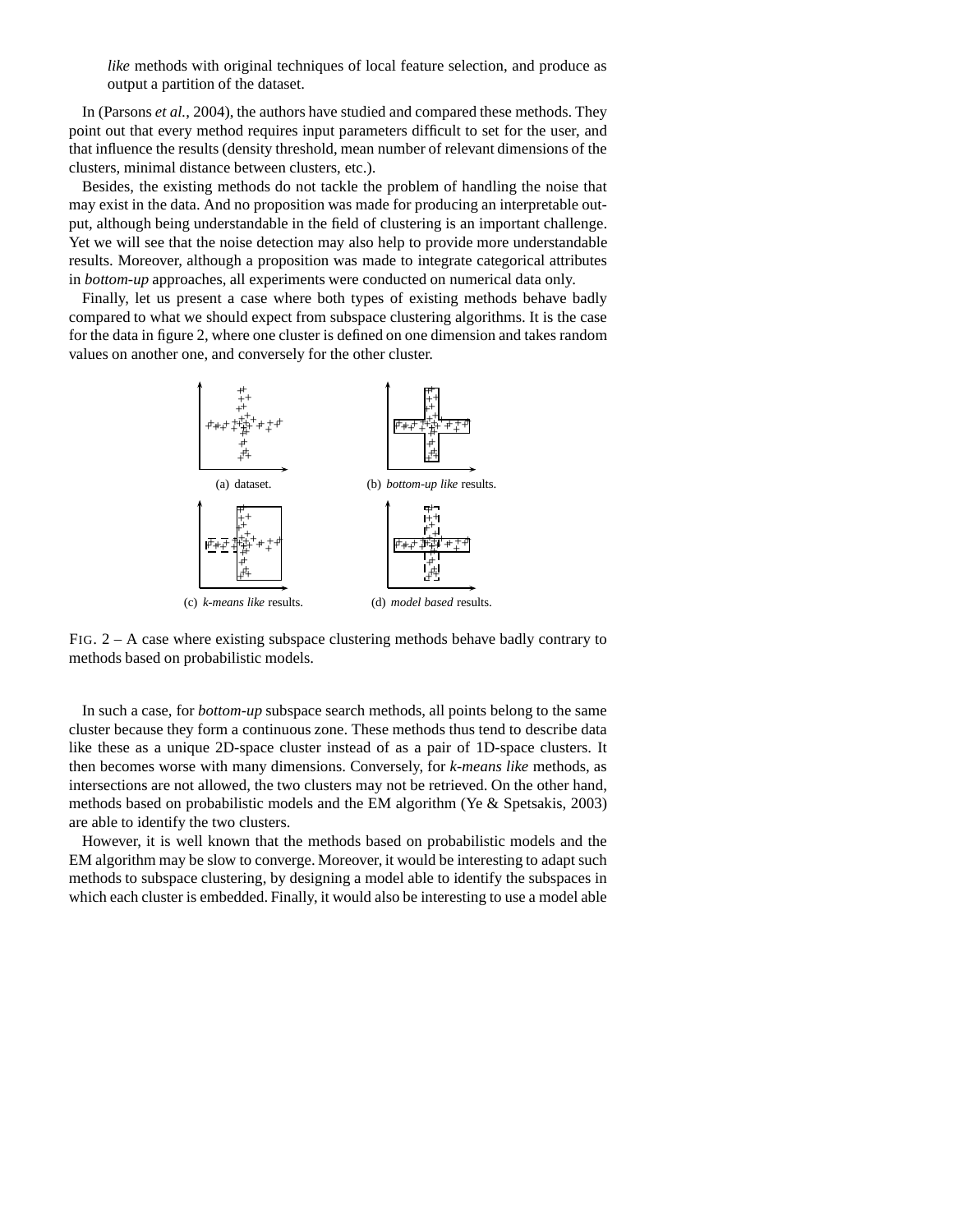*like* methods with original techniques of local feature selection, and produce as output a partition of the dataset.

In (Parsons *et al.*, 2004), the authors have studied and compared these methods. They point out that every method requires input parameters difficult to set for the user, and that influence the results (density threshold, mean number of relevant dimensions of the clusters, minimal distance between clusters, etc.).

Besides, the existing methods do not tackle the problem of handling the noise that may exist in the data. And no proposition was made for producing an interpretable output, although being understandable in the field of clustering is an important challenge. Yet we will see that the noise detection may also help to provide more understandable results. Moreover, although a proposition was made to integrate categorical attributes in *bottom-up* approaches, all experiments were conducted on numerical data only.

Finally, let us present a case where both types of existing methods behave badly compared to what we should expect from subspace clustering algorithms. It is the case for the data in figure 2, where one cluster is defined on one dimension and takes random values on another one, and conversely for the other cluster.

(a) dataset.

(b) *bottom-up like* results.

(c) *k-means like* results.

(d) *model based* results.

FIG. 2 – A case where existing subspace clustering methods behave badly contrary to methods based on probabilistic models.

In such a case, for *bottom-up* subspace search methods, all points belong to the same cluster because they form a continuous zone. These methods thus tend to describe data like these as a unique 2D-space cluster instead of as a pair of 1D-space clusters. It then becomes worse with many dimensions. Conversely, for *k-means like* methods, as intersections are not allowed, the two clusters may not be retrieved. On the other hand, methods based on probabilistic models and the EM algorithm (Ye & Spetsakis, 2003) are able to identify the two clusters.

However, it is well known that the methods based on probabilistic models and the EM algorithm may be slow to converge. Moreover, it would be interesting to adapt such methods to subspace clustering, by designing a model able to identify the subspaces in which each cluster is embedded. Finally, it would also be interesting to use a model able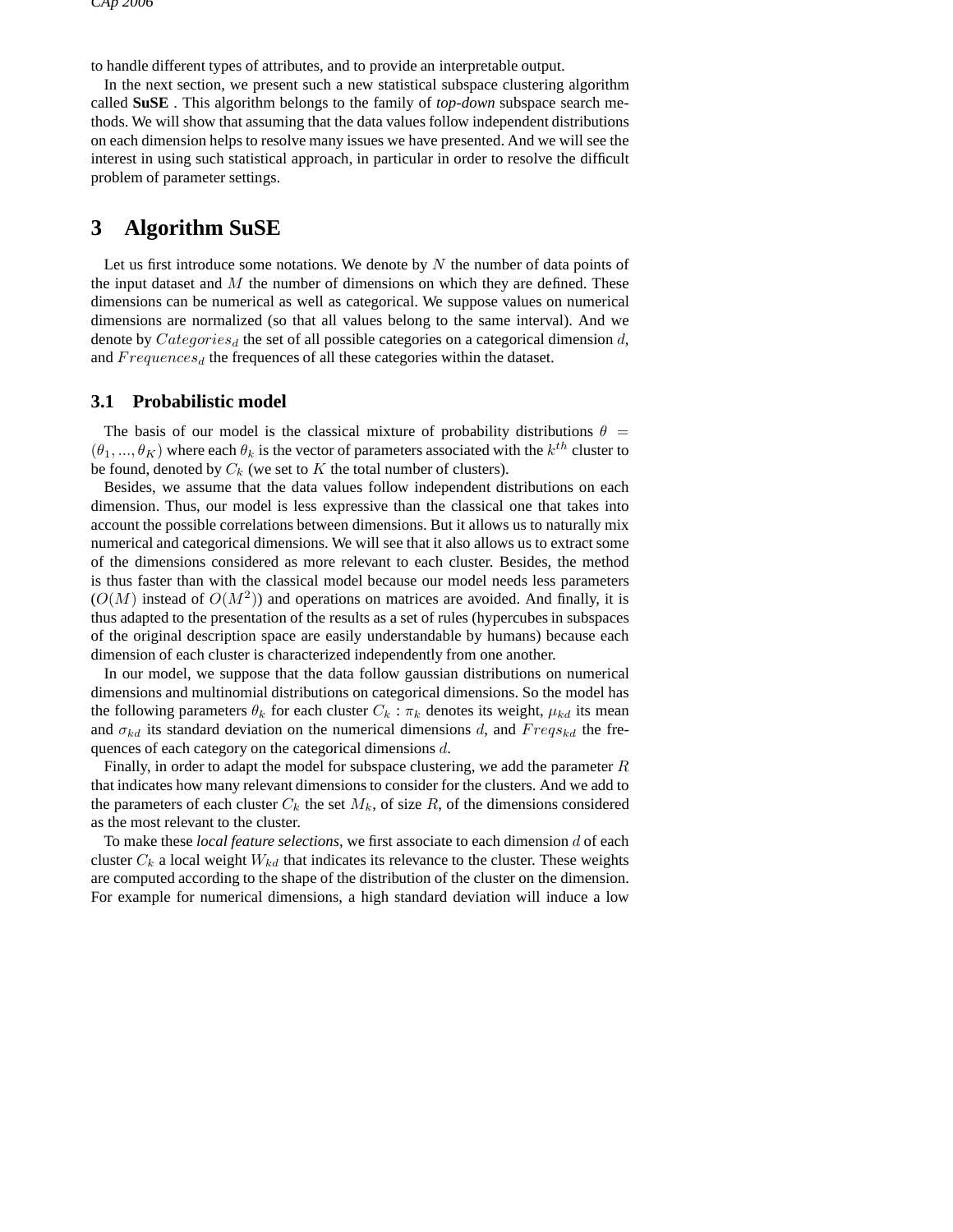to handle different types of attributes, and to provide an interpretable output.

In the next section, we present such a new statistical subspace clustering algorithm called **SuSE** . This algorithm belongs to the family of *top-down* subspace search methods. We will show that assuming that the data values follow independent distributions on each dimension helps to resolve many issues we have presented. And we will see the interest in using such statistical approach, in particular in order to resolve the difficult problem of parameter settings.

# 3 Algorithm SuSE

Let us first introduce some notations. We denote by $N$ the number of data points of the input dataset and $M$ the number of dimensions on which they are defined. These dimensions can be numerical as well as categorical. We suppose values on numerical dimensions are normalized (so that all values belong to the same interval). And we denote by $Categories_d$ the set of all possible categories on a categorical dimension $d$, and $Frequences_d$ the frequences of all these categories within the dataset.

## 3.1 Probabilistic model

The basis of our model is the classical mixture of probability distributions $\theta = (\theta_1, ..., \theta_K)$ where each $\theta_k$ is the vector of parameters associated with the $k^{th}$ cluster to be found, denoted by $C_k$ (we set to $K$ the total number of clusters).

Besides, we assume that the data values follow independent distributions on each dimension. Thus, our model is less expressive than the classical one that takes into account the possible correlations between dimensions. But it allows us to naturally mix numerical and categorical dimensions. We will see that it also allows us to extract some of the dimensions considered as more relevant to each cluster. Besides, the method is thus faster than with the classical model because our model needs less parameters ($O(M)$ instead of $O(M^2)$) and operations on matrices are avoided. And finally, it is thus adapted to the presentation of the results as a set of rules (hypercubes in subspaces of the original description space are easily understandable by humans) because each dimension of each cluster is characterized independently from one another.

In our model, we suppose that the data follow gaussian distributions on numerical dimensions and multinomial distributions on categorical dimensions. So the model has the following parameters $\theta_k$ for each cluster $C_k$ : $\pi_k$ denotes its weight, $\mu_{kd}$ its mean and $\sigma_{kd}$ its standard deviation on the numerical dimensions $d$, and $Freqs_{kd}$ the frequences of each category on the categorical dimensions $d$.

Finally, in order to adapt the model for subspace clustering, we add the parameter $R$ that indicates how many relevant dimensions to consider for the clusters. And we add to the parameters of each cluster $C_k$ the set $M_k$, of size $R$, of the dimensions considered as the most relevant to the cluster.

To make these *local feature selections*, we first associate to each dimension $d$ of each cluster $C_k$ a local weight $W_{kd}$ that indicates its relevance to the cluster. These weights are computed according to the shape of the distribution of the cluster on the dimension. For example for numerical dimensions, a high standard deviation will induce a low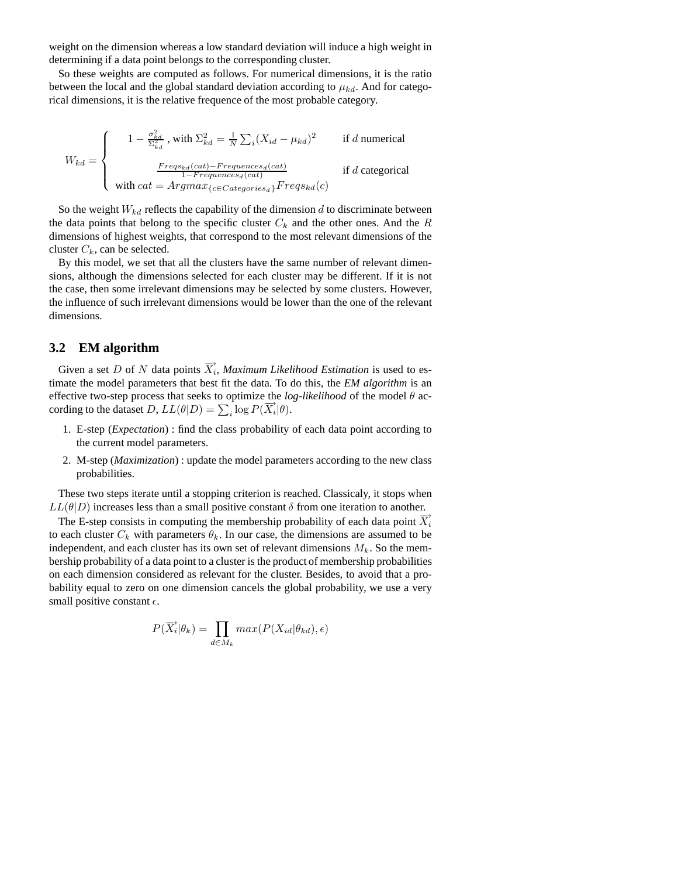weight on the dimension whereas a low standard deviation will induce a high weight in determining if a data point belongs to the corresponding cluster.

So these weights are computed as follows. For numerical dimensions, it is the ratio between the local and the global standard deviation according to $\mu_{kd}$. And for categorical dimensions, it is the relative frequence of the most probable category.

$$
W_{kd} = \begin{cases} 1 - \frac{\sigma_{kd}^2}{\Sigma_{kd}^2} \text{ , with } \Sigma_{kd}^2 = \frac{1}{N}\sum_i (X_{id} - \mu_{kd})^2 & \text{if } d \text{ numerical} \\ \frac{Freqs_{kd}(cat) - Frequences_d(cat)}{1 - Frequences_d(cat)} & \text{if } d \text{ categorical} \\ \text{with } cat = Argmax_{\{c \in Categories_d\}} Freqs_{kd}(c) & \end{cases}
$$

So the weight $W_{kd}$ reflects the capability of the dimension $d$ to discriminate between the data points that belong to the specific cluster $C_k$ and the other ones. And the $R$ dimensions of highest weights, that correspond to the most relevant dimensions of the cluster $C_k$, can be selected.

By this model, we set that all the clusters have the same number of relevant dimensions, although the dimensions selected for each cluster may be different. If it is not the case, then some irrelevant dimensions may be selected by some clusters. However, the influence of such irrelevant dimensions would be lower than the one of the relevant dimensions.

## 3.2 EM algorithm

Given a set $D$ of $N$ data points $\overrightarrow{X_i}$, *Maximum Likelihood Estimation* is used to estimate the model parameters that best fit the data. To do this, the *EM algorithm* is an effective two-step process that seeks to optimize the *log-likelihood* of the model $\theta$ according to the dataset $D$, $LL(\theta|D) = \sum_i \log P(\overrightarrow{X_i}|\theta)$.

1. E-step (*Expectation*) : find the class probability of each data point according to the current model parameters.
2. M-step (*Maximization*) : update the model parameters according to the new class probabilities.

These two steps iterate until a stopping criterion is reached. Classicaly, it stops when $LL(\theta|D)$ increases less than a small positive constant $\delta$ from one iteration to another.

The E-step consists in computing the membership probability of each data point $\overrightarrow{X_i}$ to each cluster $C_k$ with parameters $\theta_k$. In our case, the dimensions are assumed to be independent, and each cluster has its own set of relevant dimensions $M_k$. So the membership probability of a data point to a cluster is the product of membership probabilities on each dimension considered as relevant for the cluster. Besides, to avoid that a probability equal to zero on one dimension cancels the global probability, we use a very small positive constant $\epsilon$.

$$
P(\overrightarrow{X_i}|\theta_k) = \prod_{d \in M_k} max(P(X_{id}|\theta_{kd}), \epsilon)
$$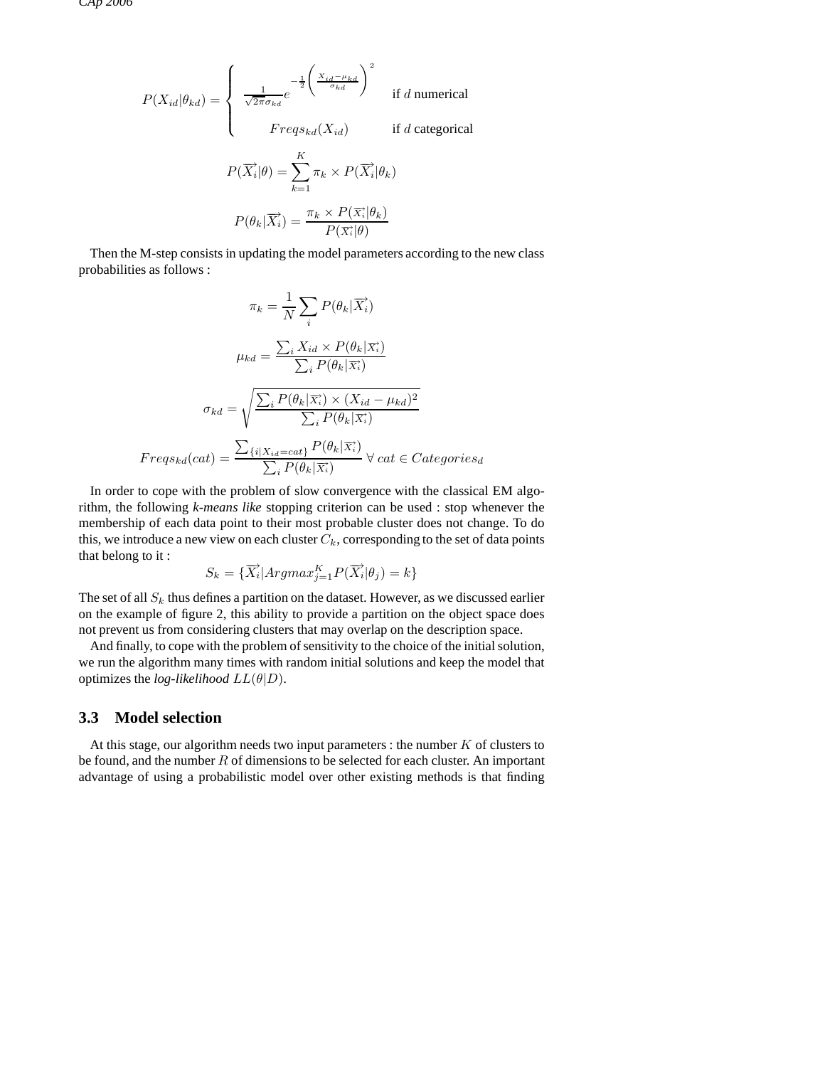$$P(X_{id}|\theta_{kd}) = \begin{cases} \frac{1}{\sqrt{2\pi}\sigma_{kd}} e^{-\frac{1}{2}\left(\frac{X_{id}-\mu_{kd}}{\sigma_{kd}}\right)^2} & \text{if } d \text{ numerical} \\ Freqs_{kd}(X_{id}) & \text{if } d \text{ categorical} \end{cases}$$

$$P(\overrightarrow{X_i}|\theta) = \sum_{k=1}^{K} \pi_k \times P(\overrightarrow{X_i}|\theta_k)$$

$$P(\theta_k|\overrightarrow{X_i}) = \frac{\pi_k \times P(\overrightarrow{X_i}|\theta_k)}{P(\overrightarrow{X_i}|\theta)}$$

Then the M-step consists in updating the model parameters according to the new class probabilities as follows :

$$\pi_k = \frac{1}{N} \sum_i P(\theta_k|\overrightarrow{X_i})$$

$$\mu_{kd} = \frac{\sum_i X_{id} \times P(\theta_k|\overrightarrow{X_i})}{\sum_i P(\theta_k|\overrightarrow{X_i})}$$

$$\sigma_{kd} = \sqrt{\frac{\sum_i P(\theta_k|\overrightarrow{X_i}) \times (X_{id} - \mu_{kd})^2}{\sum_i P(\theta_k|\overrightarrow{X_i})}}$$

$$Freqs_{kd}(cat) = \frac{\sum_{\{i|X_{id}=cat\}} P(\theta_k|\overrightarrow{X_i})}{\sum_i P(\theta_k|\overrightarrow{X_i})} \;\forall\, cat \in Categories_d$$

In order to cope with the problem of slow convergence with the classical EM algorithm, the following *k-means like* stopping criterion can be used : stop whenever the membership of each data point to their most probable cluster does not change. To do this, we introduce a new view on each cluster $C_k$, corresponding to the set of data points that belong to it :

$$S_k = \{\overrightarrow{X_i} | Argmax_{j=1}^{K} P(\overrightarrow{X_i}|\theta_j) = k\}$$

The set of all $S_k$ thus defines a partition on the dataset. However, as we discussed earlier on the example of figure 2, this ability to provide a partition on the object space does not prevent us from considering clusters that may overlap on the description space.

And finally, to cope with the problem of sensitivity to the choice of the initial solution, we run the algorithm many times with random initial solutions and keep the model that optimizes the *log-likelihood* $LL(\theta|D)$.

### 3.3 Model selection

At this stage, our algorithm needs two input parameters : the number $K$ of clusters to be found, and the number $R$ of dimensions to be selected for each cluster. An important advantage of using a probabilistic model over other existing methods is that finding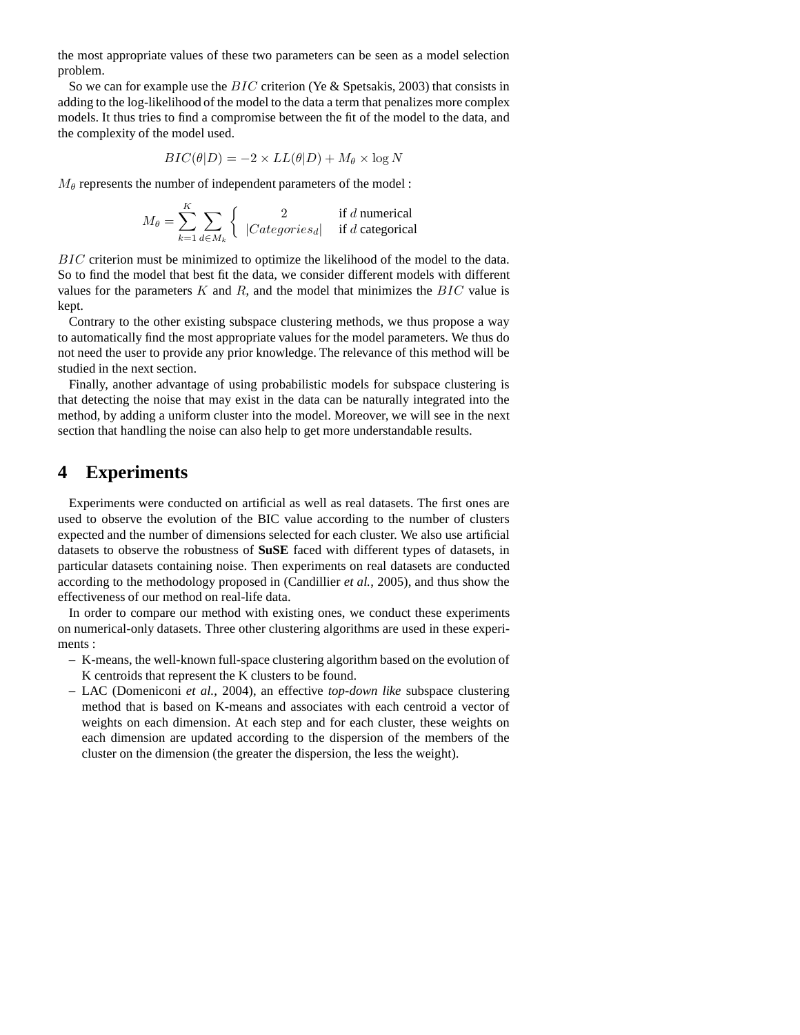the most appropriate values of these two parameters can be seen as a model selection problem.

So we can for example use the $BIC$ criterion (Ye & Spetsakis, 2003) that consists in adding to the log-likelihood of the model to the data a term that penalizes more complex models. It thus tries to find a compromise between the fit of the model to the data, and the complexity of the model used.

$$BIC(\theta|D) = -2 \times LL(\theta|D) + M_\theta \times \log N$$

$M_\theta$ represents the number of independent parameters of the model :

$$M_\theta = \sum_{k=1}^{K} \sum_{d \in M_k} \left\{ \begin{array}{cl} 2 & \text{if } d \text{ numerical} \\ |Categories_d| & \text{if } d \text{ categorical} \end{array} \right.$$

$BIC$ criterion must be minimized to optimize the likelihood of the model to the data. So to find the model that best fit the data, we consider different models with different values for the parameters $K$ and $R$, and the model that minimizes the $BIC$ value is kept.

Contrary to the other existing subspace clustering methods, we thus propose a way to automatically find the most appropriate values for the model parameters. We thus do not need the user to provide any prior knowledge. The relevance of this method will be studied in the next section.

Finally, another advantage of using probabilistic models for subspace clustering is that detecting the noise that may exist in the data can be naturally integrated into the method, by adding a uniform cluster into the model. Moreover, we will see in the next section that handling the noise can also help to get more understandable results.

# 4 Experiments

Experiments were conducted on artificial as well as real datasets. The first ones are used to observe the evolution of the BIC value according to the number of clusters expected and the number of dimensions selected for each cluster. We also use artificial datasets to observe the robustness of **SuSE** faced with different types of datasets, in particular datasets containing noise. Then experiments on real datasets are conducted according to the methodology proposed in (Candillier *et al.*, 2005), and thus show the effectiveness of our method on real-life data.

In order to compare our method with existing ones, we conduct these experiments on numerical-only datasets. Three other clustering algorithms are used in these experiments :

- K-means, the well-known full-space clustering algorithm based on the evolution of K centroids that represent the K clusters to be found.
- LAC (Domeniconi *et al.*, 2004), an effective *top-down like* subspace clustering method that is based on K-means and associates with each centroid a vector of weights on each dimension. At each step and for each cluster, these weights on each dimension are updated according to the dispersion of the members of the cluster on the dimension (the greater the dispersion, the less the weight).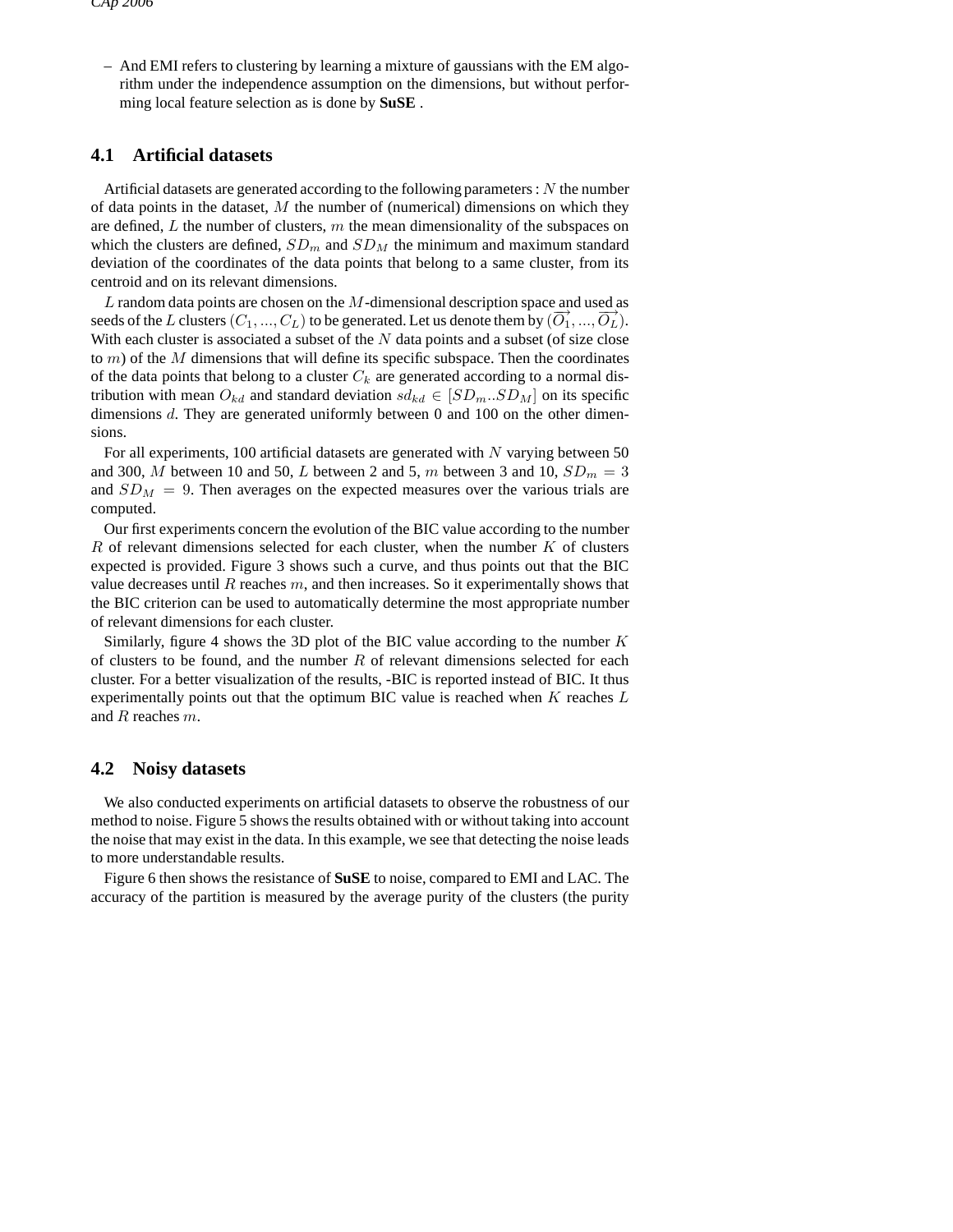– And EMI refers to clustering by learning a mixture of gaussians with the EM algorithm under the independence assumption on the dimensions, but without performing local feature selection as is done by **SuSE** .

## 4.1 Artificial datasets

Artificial datasets are generated according to the following parameters : $N$ the number of data points in the dataset, $M$ the number of (numerical) dimensions on which they are defined, $L$ the number of clusters, $m$ the mean dimensionality of the subspaces on which the clusters are defined, $SD_m$ and $SD_M$ the minimum and maximum standard deviation of the coordinates of the data points that belong to a same cluster, from its centroid and on its relevant dimensions.

$L$ random data points are chosen on the $M$-dimensional description space and used as seeds of the $L$ clusters $(C_1, ..., C_L)$ to be generated. Let us denote them by $(\overrightarrow{O_1}, ..., \overrightarrow{O_L})$. With each cluster is associated a subset of the $N$ data points and a subset (of size close to $m$) of the $M$ dimensions that will define its specific subspace. Then the coordinates of the data points that belong to a cluster $C_k$ are generated according to a normal distribution with mean $O_{kd}$ and standard deviation $sd_{kd} \in [SD_m..SD_M]$ on its specific dimensions $d$. They are generated uniformly between 0 and 100 on the other dimensions.

For all experiments, 100 artificial datasets are generated with $N$ varying between 50 and 300, $M$ between 10 and 50, $L$ between 2 and 5, $m$ between 3 and 10, $SD_m = 3$ and $SD_M = 9$. Then averages on the expected measures over the various trials are computed.

Our first experiments concern the evolution of the BIC value according to the number $R$ of relevant dimensions selected for each cluster, when the number $K$ of clusters expected is provided. Figure 3 shows such a curve, and thus points out that the BIC value decreases until $R$ reaches $m$, and then increases. So it experimentally shows that the BIC criterion can be used to automatically determine the most appropriate number of relevant dimensions for each cluster.

Similarly, figure 4 shows the 3D plot of the BIC value according to the number $K$ of clusters to be found, and the number $R$ of relevant dimensions selected for each cluster. For a better visualization of the results, -BIC is reported instead of BIC. It thus experimentally points out that the optimum BIC value is reached when $K$ reaches $L$ and $R$ reaches $m$.

## 4.2 Noisy datasets

We also conducted experiments on artificial datasets to observe the robustness of our method to noise. Figure 5 shows the results obtained with or without taking into account the noise that may exist in the data. In this example, we see that detecting the noise leads to more understandable results.

Figure 6 then shows the resistance of **SuSE** to noise, compared to EMI and LAC. The accuracy of the partition is measured by the average purity of the clusters (the purity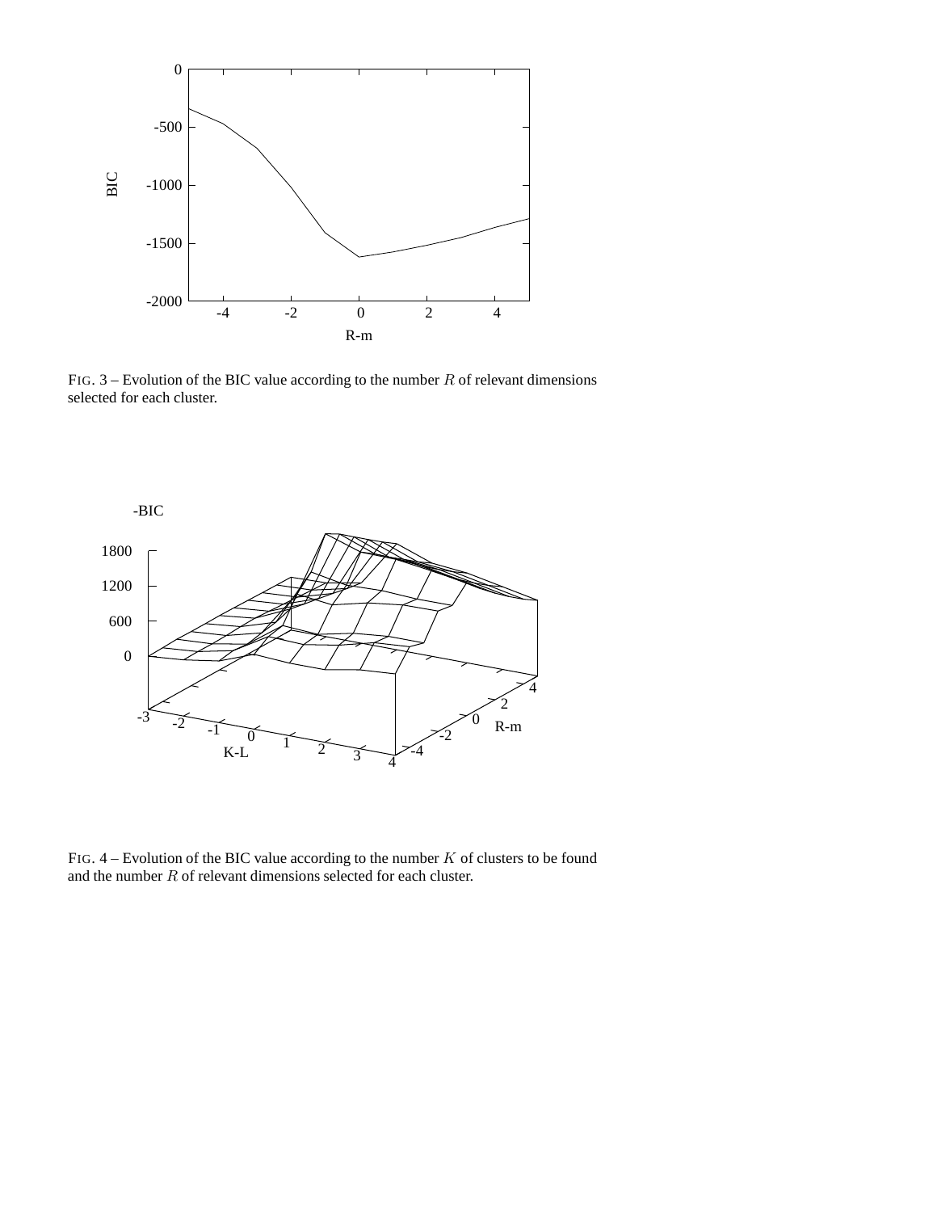FIG. 3 – Evolution of the BIC value according to the number $R$ of relevant dimensions selected for each cluster.

FIG. 4 – Evolution of the BIC value according to the number $K$ of clusters to be found and the number $R$ of relevant dimensions selected for each cluster.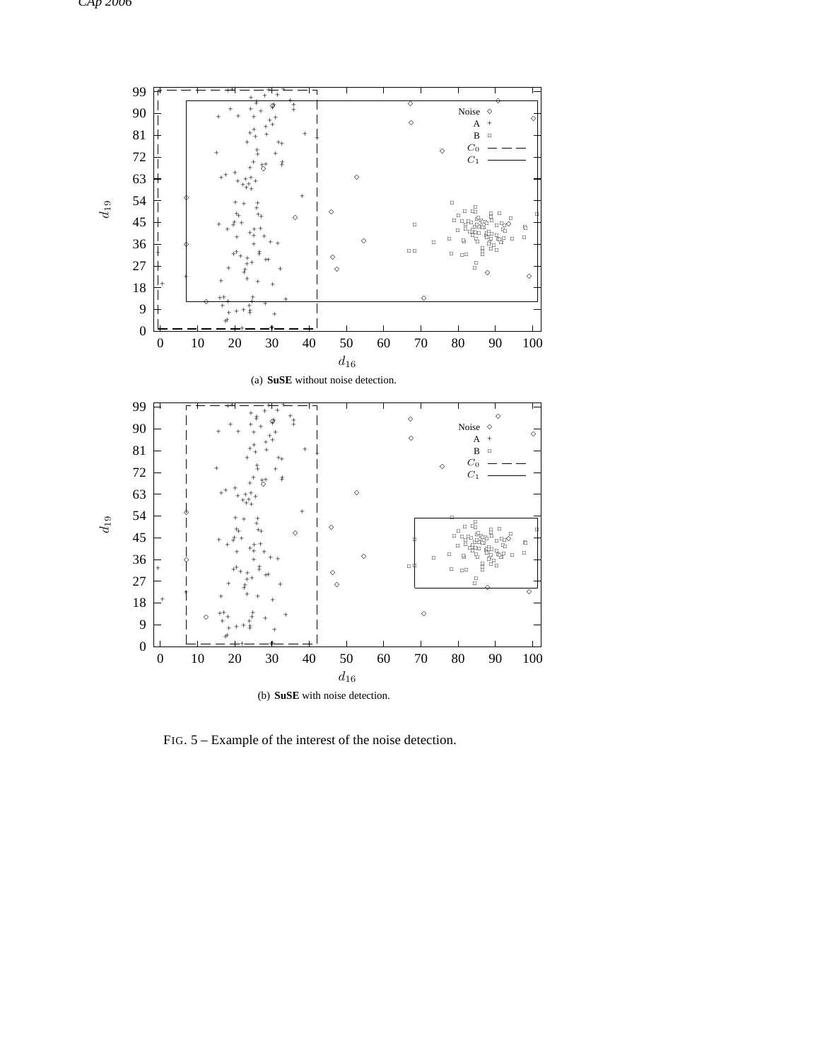(a) **SuSE** without noise detection.

(b) **SuSE** with noise detection.

FIG. 5 – Example of the interest of the noise detection.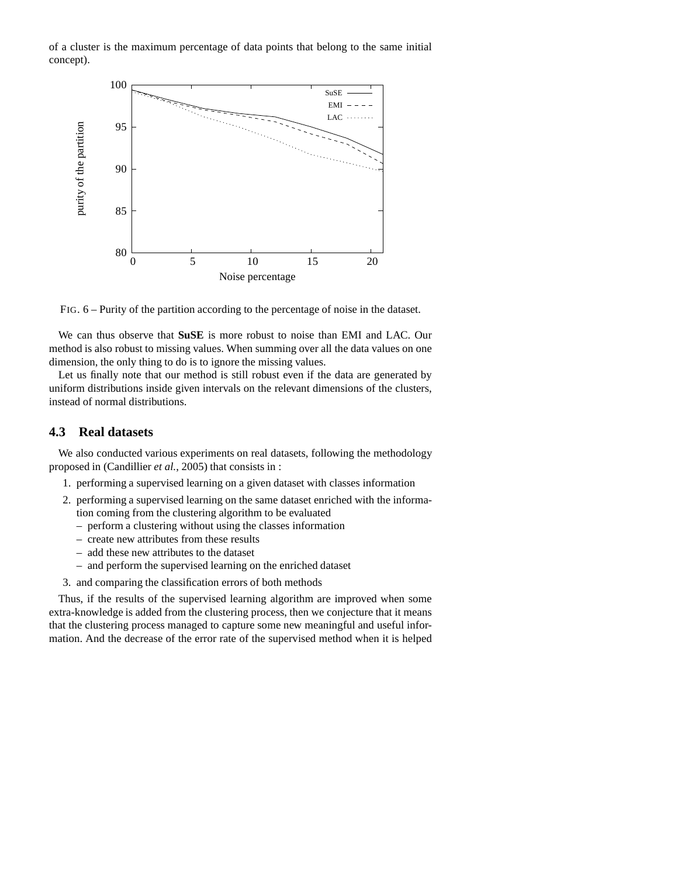of a cluster is the maximum percentage of data points that belong to the same initial concept).

FIG. 6 – Purity of the partition according to the percentage of noise in the dataset.

We can thus observe that **SuSE** is more robust to noise than EMI and LAC. Our method is also robust to missing values. When summing over all the data values on one dimension, the only thing to do is to ignore the missing values.

Let us finally note that our method is still robust even if the data are generated by uniform distributions inside given intervals on the relevant dimensions of the clusters, instead of normal distributions.

## 4.3 Real datasets

We also conducted various experiments on real datasets, following the methodology proposed in (Candillier *et al.*, 2005) that consists in :

1. performing a supervised learning on a given dataset with classes information
2. performing a supervised learning on the same dataset enriched with the information coming from the clustering algorithm to be evaluated
   - perform a clustering without using the classes information
   - create new attributes from these results
   - add these new attributes to the dataset
   - and perform the supervised learning on the enriched dataset
3. and comparing the classification errors of both methods

Thus, if the results of the supervised learning algorithm are improved when some extra-knowledge is added from the clustering process, then we conjecture that it means that the clustering process managed to capture some new meaningful and useful information. And the decrease of the error rate of the supervised method when it is helped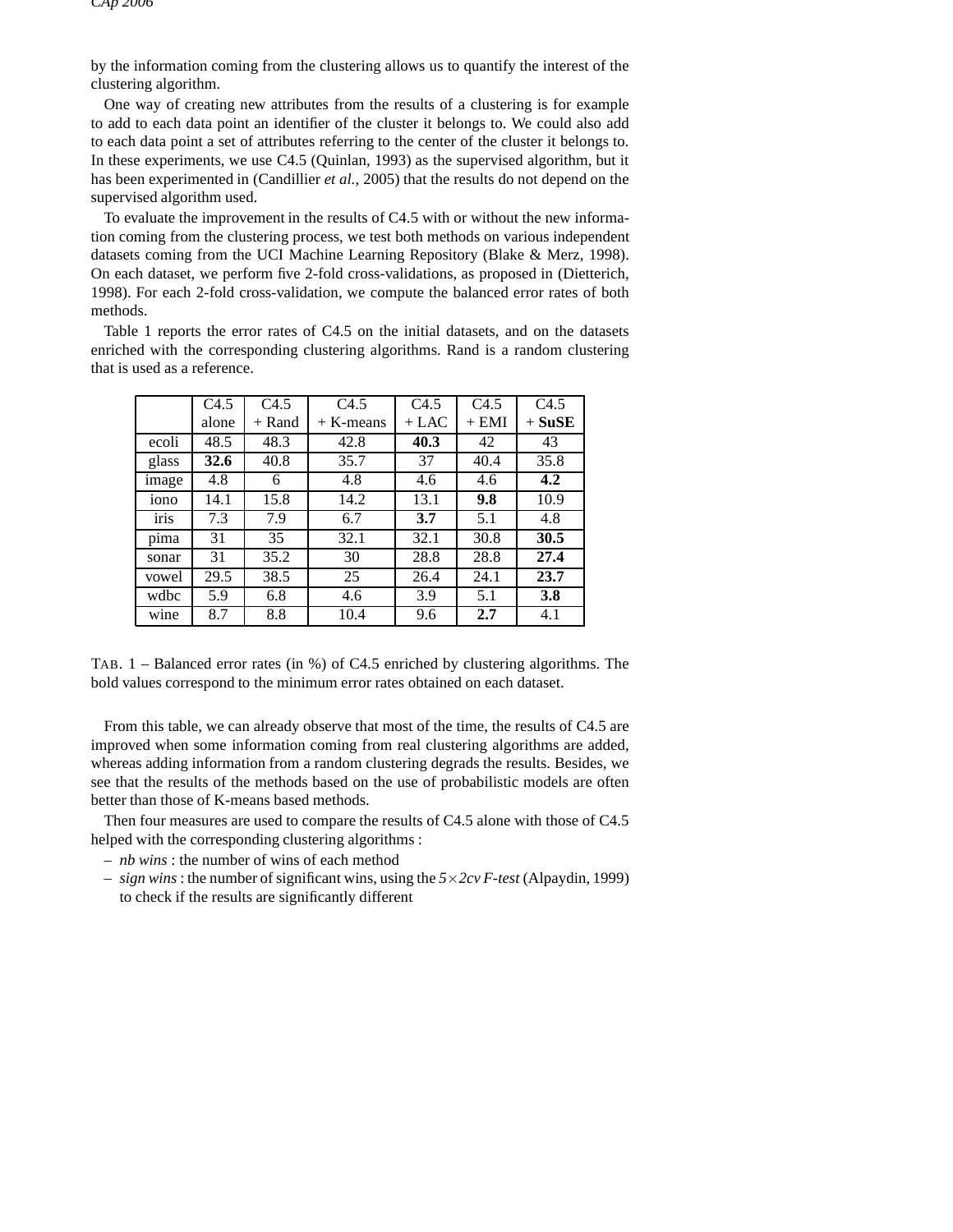by the information coming from the clustering allows us to quantify the interest of the clustering algorithm.

One way of creating new attributes from the results of a clustering is for example to add to each data point an identifier of the cluster it belongs to. We could also add to each data point a set of attributes referring to the center of the cluster it belongs to. In these experiments, we use C4.5 (Quinlan, 1993) as the supervised algorithm, but it has been experimented in (Candillier *et al.*, 2005) that the results do not depend on the supervised algorithm used.

To evaluate the improvement in the results of C4.5 with or without the new information coming from the clustering process, we test both methods on various independent datasets coming from the UCI Machine Learning Repository (Blake & Merz, 1998). On each dataset, we perform five 2-fold cross-validations, as proposed in (Dietterich, 1998). For each 2-fold cross-validation, we compute the balanced error rates of both methods.

Table 1 reports the error rates of C4.5 on the initial datasets, and on the datasets enriched with the corresponding clustering algorithms. Rand is a random clustering that is used as a reference.

| | C4.5 alone | C4.5 + Rand | C4.5 + K-means | C4.5 + LAC | C4.5 + EMI | C4.5 + **SuSE** |
|---|---|---|---|---|---|---|
| ecoli | 48.5 | 48.3 | 42.8 | **40.3** | 42 | 43 |
| glass | **32.6** | 40.8 | 35.7 | 37 | 40.4 | 35.8 |
| image | 4.8 | 6 | 4.8 | 4.6 | 4.6 | **4.2** |
| iono | 14.1 | 15.8 | 14.2 | 13.1 | **9.8** | 10.9 |
| iris | 7.3 | 7.9 | 6.7 | **3.7** | 5.1 | 4.8 |
| pima | 31 | 35 | 32.1 | 32.1 | 30.8 | **30.5** |
| sonar | 31 | 35.2 | 30 | 28.8 | 28.8 | **27.4** |
| vowel | 29.5 | 38.5 | 25 | 26.4 | 24.1 | **23.7** |
| wdbc | 5.9 | 6.8 | 4.6 | 3.9 | 5.1 | **3.8** |
| wine | 8.7 | 8.8 | 10.4 | 9.6 | **2.7** | 4.1 |

TAB. 1 – Balanced error rates (in %) of C4.5 enriched by clustering algorithms. The bold values correspond to the minimum error rates obtained on each dataset.

From this table, we can already observe that most of the time, the results of C4.5 are improved when some information coming from real clustering algorithms are added, whereas adding information from a random clustering degrads the results. Besides, we see that the results of the methods based on the use of probabilistic models are often better than those of K-means based methods.

Then four measures are used to compare the results of C4.5 alone with those of C4.5 helped with the corresponding clustering algorithms :

- *nb wins* : the number of wins of each method
- *sign wins* : the number of significant wins, using the *5×2cv F-test* (Alpaydin, 1999) to check if the results are significantly different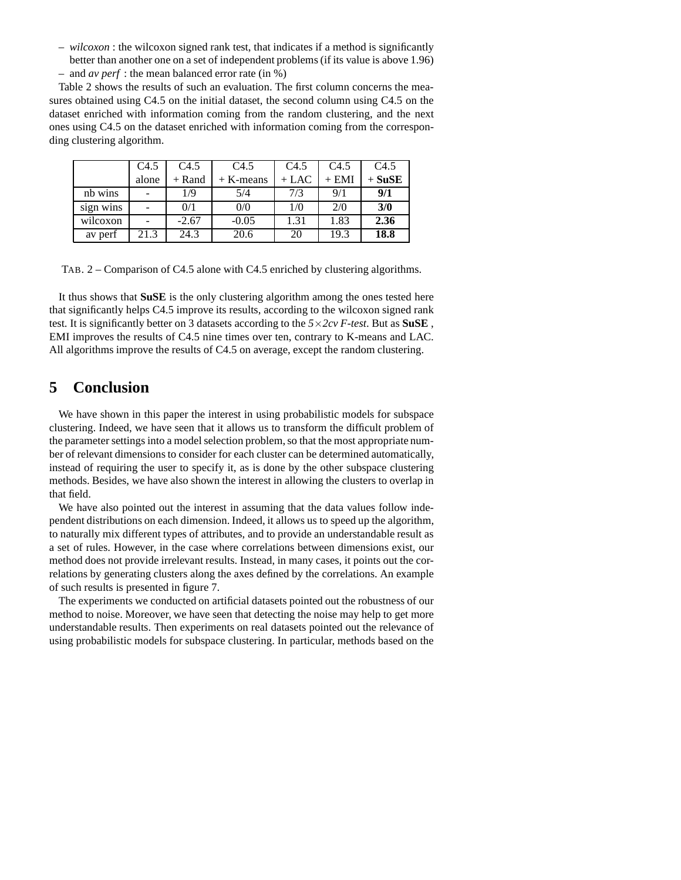– *wilcoxon* : the wilcoxon signed rank test, that indicates if a method is significantly better than another one on a set of independent problems (if its value is above 1.96)
– and *av perf* : the mean balanced error rate (in %)

Table 2 shows the results of such an evaluation. The first column concerns the measures obtained using C4.5 on the initial dataset, the second column using C4.5 on the dataset enriched with information coming from the random clustering, and the next ones using C4.5 on the dataset enriched with information coming from the corresponding clustering algorithm.

| | C4.5 alone | C4.5 + Rand | C4.5 + K-means | C4.5 + LAC | C4.5 + EMI | C4.5 + **SuSE** |
|---|---|---|---|---|---|---|
| nb wins | - | 1/9 | 5/4 | 7/3 | 9/1 | **9/1** |
| sign wins | - | 0/1 | 0/0 | 1/0 | 2/0 | **3/0** |
| wilcoxon | - | -2.67 | -0.05 | 1.31 | 1.83 | **2.36** |
| av perf | 21.3 | 24.3 | 20.6 | 20 | 19.3 | **18.8** |

TAB. 2 – Comparison of C4.5 alone with C4.5 enriched by clustering algorithms.

It thus shows that **SuSE** is the only clustering algorithm among the ones tested here that significantly helps C4.5 improve its results, according to the wilcoxon signed rank test. It is significantly better on 3 datasets according to the *5×2cv F-test*. But as **SuSE** , EMI improves the results of C4.5 nine times over ten, contrary to K-means and LAC. All algorithms improve the results of C4.5 on average, except the random clustering.

# 5 Conclusion

We have shown in this paper the interest in using probabilistic models for subspace clustering. Indeed, we have seen that it allows us to transform the difficult problem of the parameter settings into a model selection problem, so that the most appropriate number of relevant dimensions to consider for each cluster can be determined automatically, instead of requiring the user to specify it, as is done by the other subspace clustering methods. Besides, we have also shown the interest in allowing the clusters to overlap in that field.

We have also pointed out the interest in assuming that the data values follow independent distributions on each dimension. Indeed, it allows us to speed up the algorithm, to naturally mix different types of attributes, and to provide an understandable result as a set of rules. However, in the case where correlations between dimensions exist, our method does not provide irrelevant results. Instead, in many cases, it points out the correlations by generating clusters along the axes defined by the correlations. An example of such results is presented in figure 7.

The experiments we conducted on artificial datasets pointed out the robustness of our method to noise. Moreover, we have seen that detecting the noise may help to get more understandable results. Then experiments on real datasets pointed out the relevance of using probabilistic models for subspace clustering. In particular, methods based on the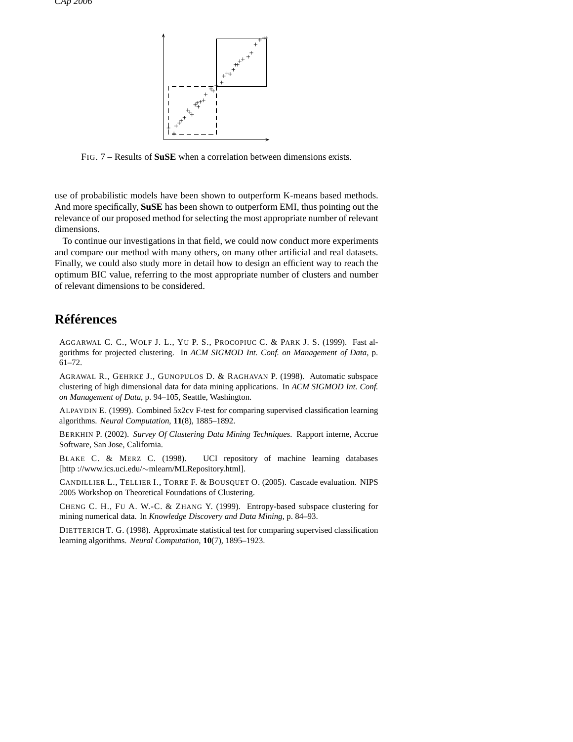FIG. 7 – Results of **SuSE** when a correlation between dimensions exists.

use of probabilistic models have been shown to outperform K-means based methods. And more specifically, **SuSE** has been shown to outperform EMI, thus pointing out the relevance of our proposed method for selecting the most appropriate number of relevant dimensions.

To continue our investigations in that field, we could now conduct more experiments and compare our method with many others, on many other artificial and real datasets. Finally, we could also study more in detail how to design an efficient way to reach the optimum BIC value, referring to the most appropriate number of clusters and number of relevant dimensions to be considered.

## Références

AGGARWAL C. C., WOLF J. L., YU P. S., PROCOPIUC C. & PARK J. S. (1999). Fast algorithms for projected clustering. In *ACM SIGMOD Int. Conf. on Management of Data*, p. 61–72.

AGRAWAL R., GEHRKE J., GUNOPULOS D. & RAGHAVAN P. (1998). Automatic subspace clustering of high dimensional data for data mining applications. In *ACM SIGMOD Int. Conf. on Management of Data*, p. 94–105, Seattle, Washington.

ALPAYDIN E. (1999). Combined 5x2cv F-test for comparing supervised classification learning algorithms. *Neural Computation*, **11**(8), 1885–1892.

BERKHIN P. (2002). *Survey Of Clustering Data Mining Techniques*. Rapport interne, Accrue Software, San Jose, California.

BLAKE C. & MERZ C. (1998). UCI repository of machine learning databases [http ://www.ics.uci.edu/∼mlearn/MLRepository.html].

CANDILLIER L., TELLIER I., TORRE F. & BOUSQUET O. (2005). Cascade evaluation. NIPS 2005 Workshop on Theoretical Foundations of Clustering.

CHENG C. H., FU A. W.-C. & ZHANG Y. (1999). Entropy-based subspace clustering for mining numerical data. In *Knowledge Discovery and Data Mining*, p. 84–93.

DIETTERICH T. G. (1998). Approximate statistical test for comparing supervised classification learning algorithms. *Neural Computation*, **10**(7), 1895–1923.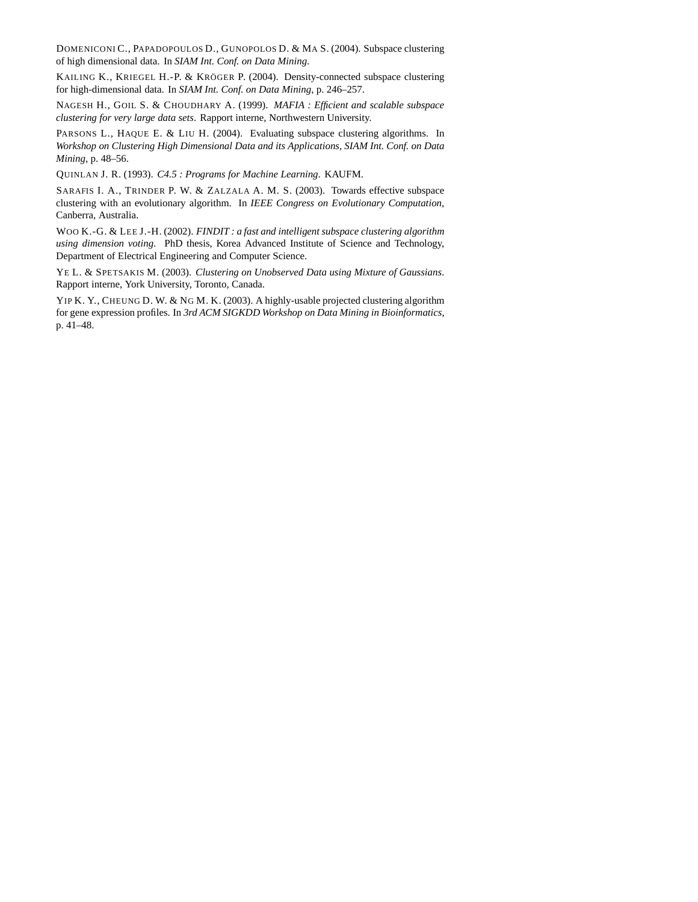DOMENICONI C., PAPADOPOULOS D., GUNOPOLOS D. & MA S. (2004). Subspace clustering of high dimensional data. In *SIAM Int. Conf. on Data Mining*.

KAILING K., KRIEGEL H.-P. & KRÖGER P. (2004). Density-connected subspace clustering for high-dimensional data. In *SIAM Int. Conf. on Data Mining*, p. 246–257.

NAGESH H., GOIL S. & CHOUDHARY A. (1999). *MAFIA : Efficient and scalable subspace clustering for very large data sets*. Rapport interne, Northwestern University.

PARSONS L., HAQUE E. & LIU H. (2004). Evaluating subspace clustering algorithms. In *Workshop on Clustering High Dimensional Data and its Applications, SIAM Int. Conf. on Data Mining*, p. 48–56.

QUINLAN J. R. (1993). *C4.5 : Programs for Machine Learning*. KAUFM.

SARAFIS I. A., TRINDER P. W. & ZALZALA A. M. S. (2003). Towards effective subspace clustering with an evolutionary algorithm. In *IEEE Congress on Evolutionary Computation*, Canberra, Australia.

WOO K.-G. & LEE J.-H. (2002). *FINDIT : a fast and intelligent subspace clustering algorithm using dimension voting*. PhD thesis, Korea Advanced Institute of Science and Technology, Department of Electrical Engineering and Computer Science.

YE L. & SPETSAKIS M. (2003). *Clustering on Unobserved Data using Mixture of Gaussians*. Rapport interne, York University, Toronto, Canada.

YIP K. Y., CHEUNG D. W. & NG M. K. (2003). A highly-usable projected clustering algorithm for gene expression profiles. In *3rd ACM SIGKDD Workshop on Data Mining in Bioinformatics*, p. 41–48.